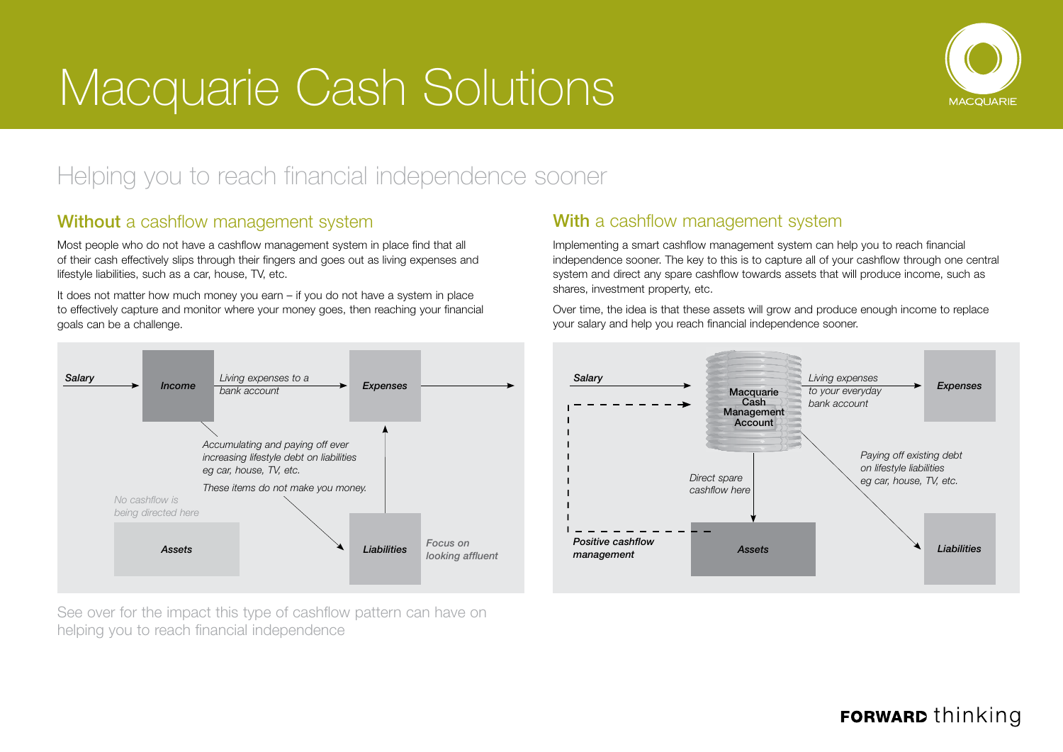# Macquarie Cash Solutions

## Helping you to reach financial independence sooner

### **Without** a cashflow management system

Most people who do not have a cashflow management system in place find that all of their cash effectively slips through their fingers and goes out as living expenses and lifestyle liabilities, such as a car, house, TV, etc.

It does not matter how much money you earn – if you do not have a system in place to effectively capture and monitor where your money goes, then reaching your financial goals can be a challenge.

*Salary* → **Income** → *Living expenses to a bank account* → **Expenses** →

*Accumulating and paying off ever increasing lifestyle debt on liabilities eg car, house, TV, etc.*

*These items do not make you money.*

*No cashflow is being directed here*

**Assets**

**Liabilities**

*Focus on looking affluent*

See over for the impact this type of cashflow pattern can have on helping you to reach financial independence

### **With** a cashflow management system

Implementing a smart cashflow management system can help you to reach financial independence sooner. The key to this is to capture all of your cashflow through one central system and direct any spare cashflow towards assets that will produce income, such as shares, investment property, etc.

Over time, the idea is that these assets will grow and produce enough income to replace your salary and help you reach financial independence sooner.

*Salary* → **Macquarie Cash Management Account** → *Living expenses to your everyday bank account* → **Expenses**

*Direct spare cashflow here* → **Assets**

*Paying off existing debt on lifestyle liabilities eg car, house, TV, etc.* → **Liabilities**

*Positive cashflow management*

**FORWARD** thinking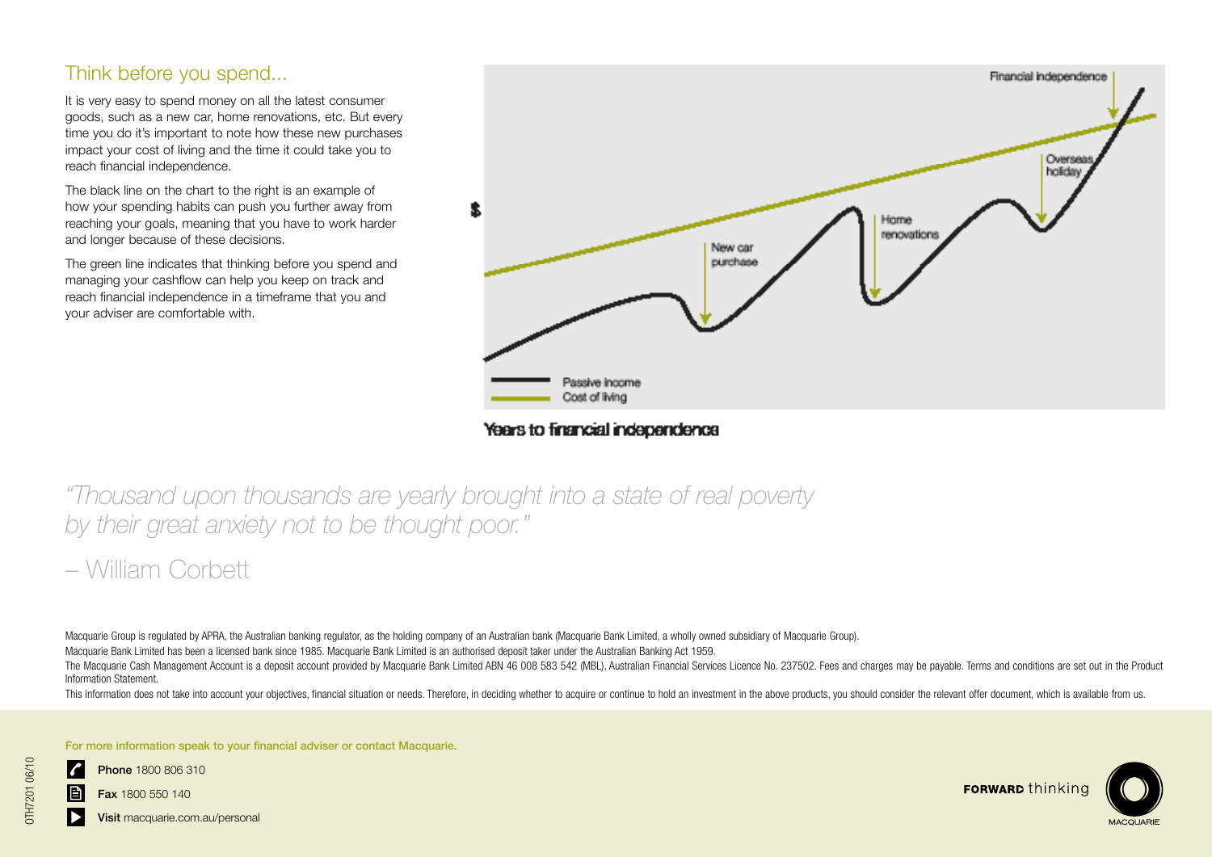## Think before you spend...

It is very easy to spend money on all the latest consumer goods, such as a new car, home renovations, etc. But every time you do it's important to note how these new purchases impact your cost of living and the time it could take you to reach financial independence.

The black line on the chart to the right is an example of how your spending habits can push you further away from reaching your goals, meaning that you have to work harder and longer because of these decisions.

The green line indicates that thinking before you spend and managing your cashflow can help you keep on track and reach financial independence in a timeframe that you and your adviser are comfortable with.

Financial independence

Overseas holiday

Home renovations

New car purchase

$

Passive income

Cost of living

Years to financial independence

*"Thousand upon thousands are yearly brought into a state of real poverty by their great anxiety not to be thought poor."*

– William Corbett

Macquarie Group is regulated by APRA, the Australian banking regulator, as the holding company of an Australian bank (Macquarie Bank Limited, a wholly owned subsidiary of Macquarie Group).

Macquarie Bank Limited has been a licensed bank since 1985. Macquarie Bank Limited is an authorised deposit taker under the Australian Banking Act 1959.

The Macquarie Cash Management Account is a deposit account provided by Macquarie Bank Limited ABN 46 008 583 542 (MBL), Australian Financial Services Licence No. 237502. Fees and charges may be payable. Terms and conditions are set out in the Product Information Statement.

This information does not take into account your objectives, financial situation or needs. Therefore, in deciding whether to acquire or continue to hold an investment in the above products, you should consider the relevant offer document, which is available from us.

**For more information speak to your financial adviser or contact Macquarie.**

**Phone** 1800 806 310

**Fax** 1800 550 140

**Visit** macquarie.com.au/personal

0TH7201 06/10

**FORWARD** thinking

MACQUARIE